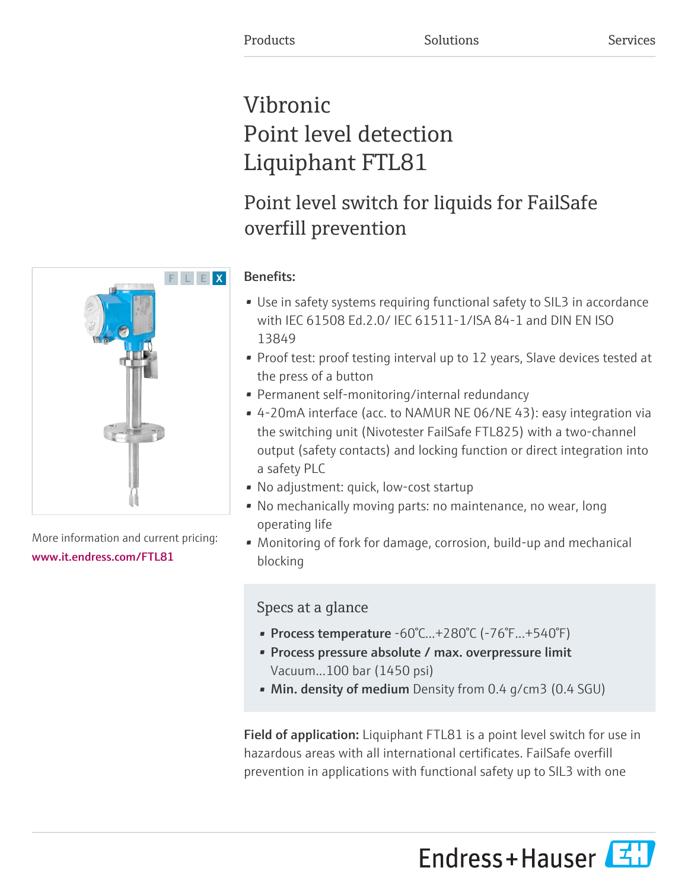Products Solutions Services

# Vibronic
# Point level detection
# Liquiphant FTL81

## Point level switch for liquids for FailSafe overfill prevention

F L E X

More information and current pricing:
www.it.endress.com/FTL81

**Benefits:**

- Use in safety systems requiring functional safety to SIL3 in accordance with IEC 61508 Ed.2.0/ IEC 61511-1/ISA 84-1 and DIN EN ISO 13849
- Proof test: proof testing interval up to 12 years, Slave devices tested at the press of a button
- Permanent self-monitoring/internal redundancy
- 4-20mA interface (acc. to NAMUR NE 06/NE 43): easy integration via the switching unit (Nivotester FailSafe FTL825) with a two-channel output (safety contacts) and locking function or direct integration into a safety PLC
- No adjustment: quick, low-cost startup
- No mechanically moving parts: no maintenance, no wear, long operating life
- Monitoring of fork for damage, corrosion, build-up and mechanical blocking

### Specs at a glance

- **Process temperature** -60°C...+280°C (-76°F...+540°F)
- **Process pressure absolute / max. overpressure limit** Vacuum...100 bar (1450 psi)
- **Min. density of medium** Density from 0.4 g/cm3 (0.4 SGU)

**Field of application:** Liquiphant FTL81 is a point level switch for use in hazardous areas with all international certificates. FailSafe overfill prevention in applications with functional safety up to SIL3 with one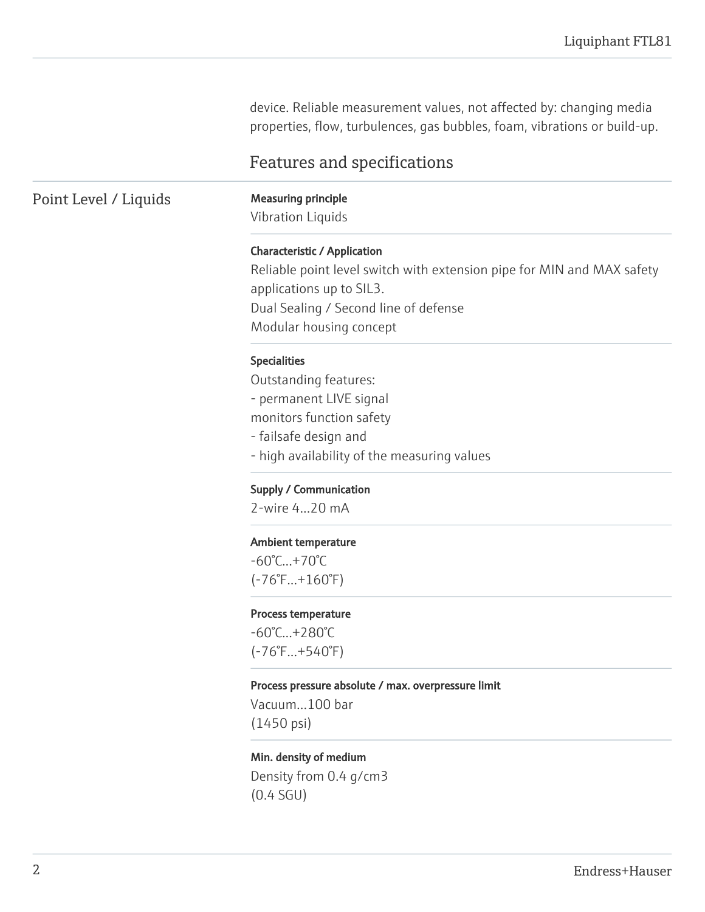device. Reliable measurement values, not affected by: changing media properties, flow, turbulences, gas bubbles, foam, vibrations or build-up.

## Features and specifications

### Point Level / Liquids

**Measuring principle**

Vibration Liquids

**Characteristic / Application**

Reliable point level switch with extension pipe for MIN and MAX safety applications up to SIL3.
Dual Sealing / Second line of defense
Modular housing concept

**Specialities**

Outstanding features:
- permanent LIVE signal
monitors function safety
- failsafe design and
- high availability of the measuring values

**Supply / Communication**

2-wire 4...20 mA

**Ambient temperature**

-60°C...+70°C
(-76°F...+160°F)

**Process temperature**

-60°C...+280°C
(-76°F...+540°F)

**Process pressure absolute / max. overpressure limit**

Vacuum...100 bar
(1450 psi)

**Min. density of medium**

Density from 0.4 g/cm3
(0.4 SGU)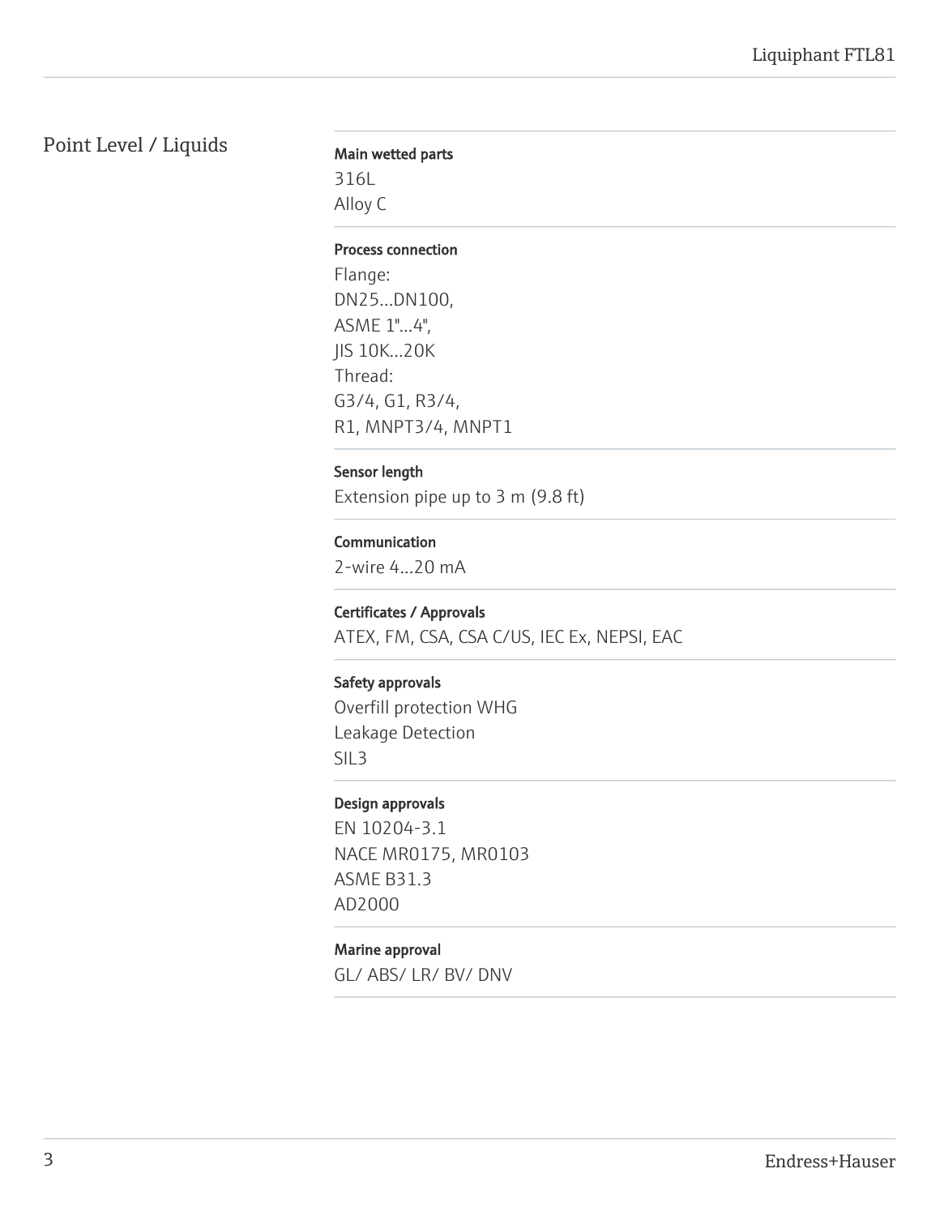## Point Level / Liquids

**Main wetted parts**

316L
Alloy C

**Process connection**

Flange:
DN25...DN100,
ASME 1"...4",
JIS 10K...20K
Thread:
G3/4, G1, R3/4,
R1, MNPT3/4, MNPT1

**Sensor length**

Extension pipe up to 3 m (9.8 ft)

**Communication**

2-wire 4...20 mA

**Certificates / Approvals**

ATEX, FM, CSA, CSA C/US, IEC Ex, NEPSI, EAC

**Safety approvals**

Overfill protection WHG
Leakage Detection
SIL3

**Design approvals**

EN 10204-3.1
NACE MR0175, MR0103
ASME B31.3
AD2000

**Marine approval**

GL/ ABS/ LR/ BV/ DNV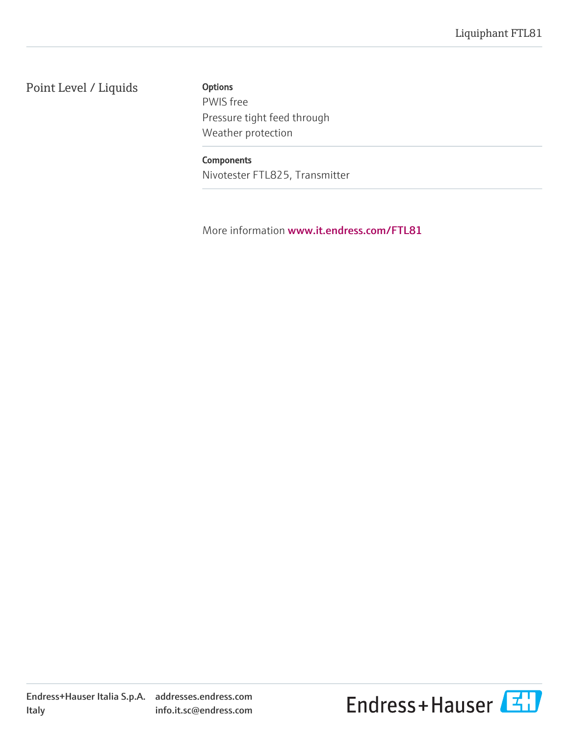Point Level / Liquids

**Options**

PWIS free

Pressure tight feed through

Weather protection

**Components**

Nivotester FTL825, Transmitter

More information **www.it.endress.com/FTL81**

**Endress+Hauser Italia S.p.A.**
**Italy**

**addresses.endress.com**
**info.it.sc@endress.com**